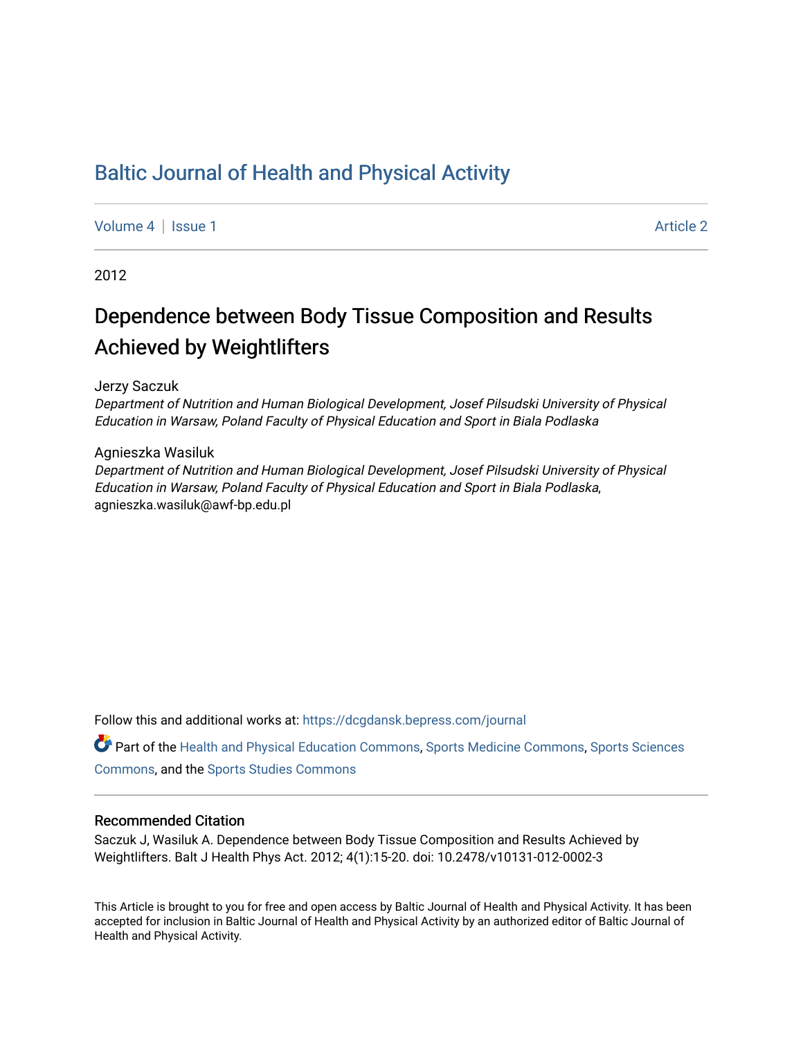# Baltic Journal of Health and Physical Activity

Volume 4 | Issue 1 Article 2

2012

## Dependence between Body Tissue Composition and Results Achieved by Weightlifters

Jerzy Saczuk

*Department of Nutrition and Human Biological Development, Josef Pilsudski University of Physical Education in Warsaw, Poland Faculty of Physical Education and Sport in Biala Podlaska*

Agnieszka Wasiluk

*Department of Nutrition and Human Biological Development, Josef Pilsudski University of Physical Education in Warsaw, Poland Faculty of Physical Education and Sport in Biala Podlaska*, agnieszka.wasiluk@awf-bp.edu.pl

Follow this and additional works at: https://dcgdansk.bepress.com/journal

Part of the Health and Physical Education Commons, Sports Medicine Commons, Sports Sciences Commons, and the Sports Studies Commons

### Recommended Citation

Saczuk J, Wasiluk A. Dependence between Body Tissue Composition and Results Achieved by Weightlifters. Balt J Health Phys Act. 2012; 4(1):15-20. doi: 10.2478/v10131-012-0002-3

This Article is brought to you for free and open access by Baltic Journal of Health and Physical Activity. It has been accepted for inclusion in Baltic Journal of Health and Physical Activity by an authorized editor of Baltic Journal of Health and Physical Activity.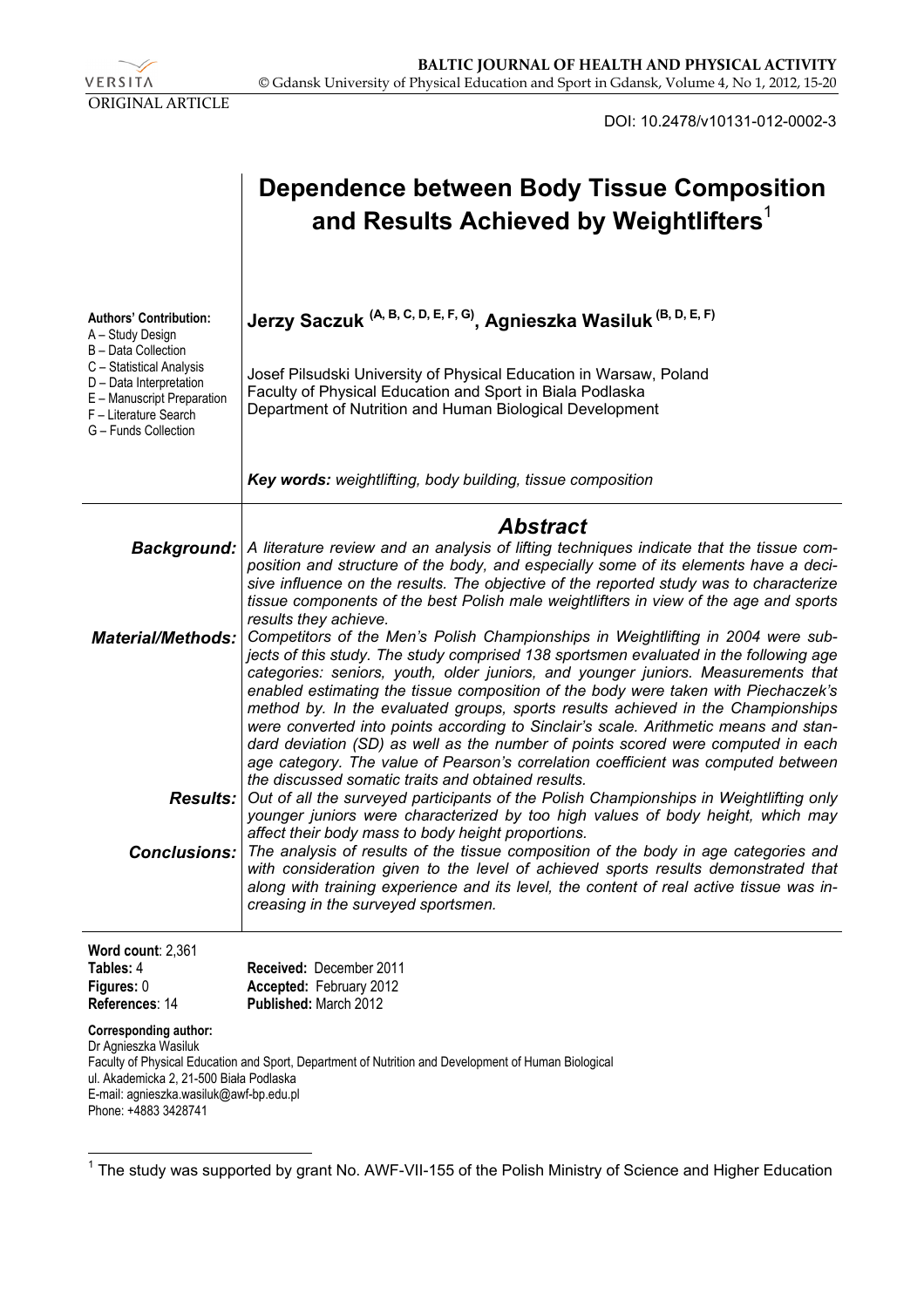VERSITA

ORIGINAL ARTICLE

DOI: 10.2478/v10131-012-0002-3

# Dependence between Body Tissue Composition and Results Achieved by Weightlifters[1]

**Authors' Contribution:**
A – Study Design
B – Data Collection
C – Statistical Analysis
D – Data Interpretation
E – Manuscript Preparation
F – Literature Search
G – Funds Collection

**Jerzy Saczuk (A, B, C, D, E, F, G), Agnieszka Wasiluk (B, D, E, F)**

Josef Pilsudski University of Physical Education in Warsaw, Poland
Faculty of Physical Education and Sport in Biala Podlaska
Department of Nutrition and Human Biological Development

***Key words:*** *weightlifting, body building, tissue composition*

## Abstract

***Background:*** *A literature review and an analysis of lifting techniques indicate that the tissue composition and structure of the body, and especially some of its elements have a decisive influence on the results. The objective of the reported study was to characterize tissue components of the best Polish male weightlifters in view of the age and sports results they achieve.*

***Material/Methods:*** *Competitors of the Men's Polish Championships in Weightlifting in 2004 were subjects of this study. The study comprised 138 sportsmen evaluated in the following age categories: seniors, youth, older juniors, and younger juniors. Measurements that enabled estimating the tissue composition of the body were taken with Piechaczek's method by. In the evaluated groups, sports results achieved in the Championships were converted into points according to Sinclair's scale. Arithmetic means and standard deviation (SD) as well as the number of points scored were computed in each age category. The value of Pearson's correlation coefficient was computed between the discussed somatic traits and obtained results.*

***Results:*** *Out of all the surveyed participants of the Polish Championships in Weightlifting only younger juniors were characterized by too high values of body height, which may affect their body mass to body height proportions.*

***Conclusions:*** *The analysis of results of the tissue composition of the body in age categories and with consideration given to the level of achieved sports results demonstrated that along with training experience and its level, the content of real active tissue was increasing in the surveyed sportsmen.*

**Word count**: 2,361
**Tables:** 4
**Figures:** 0
**References**: 14

**Received:** December 2011
**Accepted:** February 2012
**Published:** March 2012

**Corresponding author:**
Dr Agnieszka Wasiluk
Faculty of Physical Education and Sport, Department of Nutrition and Development of Human Biological
ul. Akademicka 2, 21-500 Biała Podlaska
E-mail: agnieszka.wasiluk@awf-bp.edu.pl
Phone: +4883 3428741

[1] The study was supported by grant No. AWF-VII-155 of the Polish Ministry of Science and Higher Education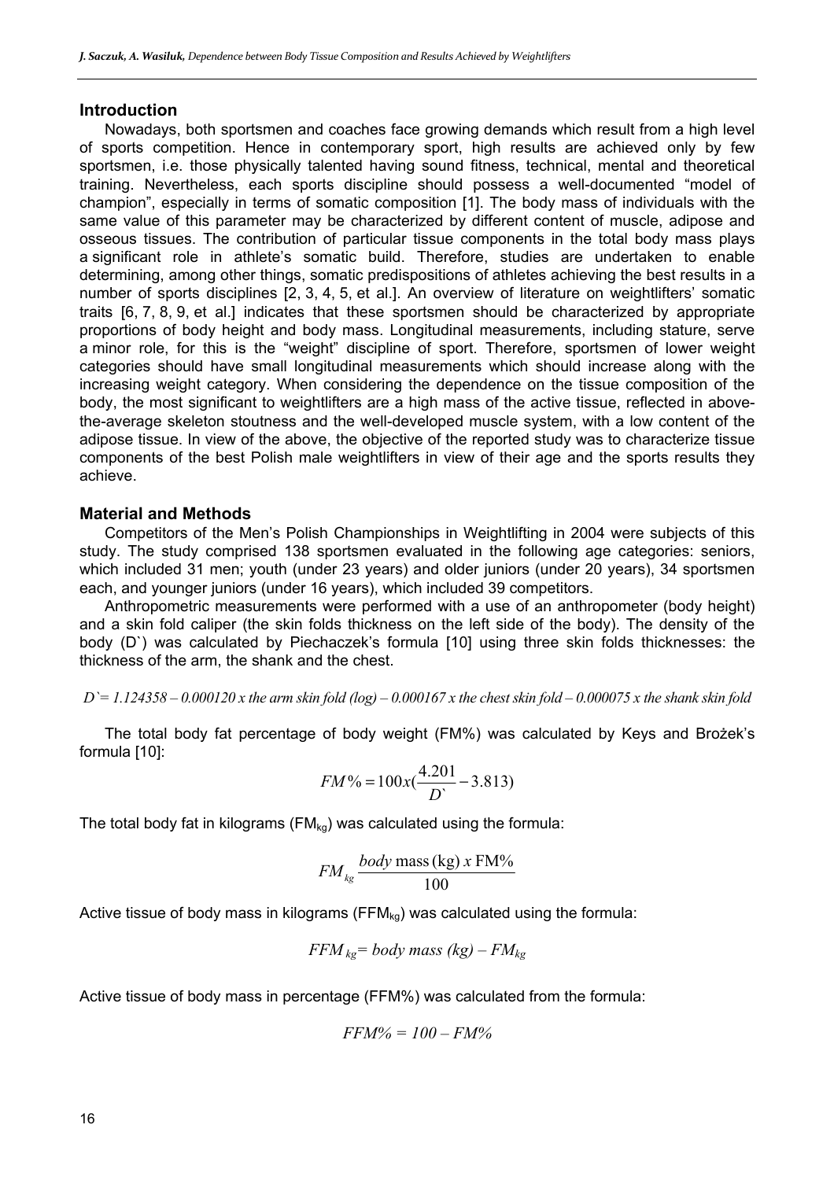## Introduction

Nowadays, both sportsmen and coaches face growing demands which result from a high level of sports competition. Hence in contemporary sport, high results are achieved only by few sportsmen, i.e. those physically talented having sound fitness, technical, mental and theoretical training. Nevertheless, each sports discipline should possess a well-documented "model of champion", especially in terms of somatic composition [1]. The body mass of individuals with the same value of this parameter may be characterized by different content of muscle, adipose and osseous tissues. The contribution of particular tissue components in the total body mass plays a significant role in athlete's somatic build. Therefore, studies are undertaken to enable determining, among other things, somatic predispositions of athletes achieving the best results in a number of sports disciplines [2, 3, 4, 5, et al.]. An overview of literature on weightlifters' somatic traits [6, 7, 8, 9, et al.] indicates that these sportsmen should be characterized by appropriate proportions of body height and body mass. Longitudinal measurements, including stature, serve a minor role, for this is the "weight" discipline of sport. Therefore, sportsmen of lower weight categories should have small longitudinal measurements which should increase along with the increasing weight category. When considering the dependence on the tissue composition of the body, the most significant to weightlifters are a high mass of the active tissue, reflected in above-the-average skeleton stoutness and the well-developed muscle system, with a low content of the adipose tissue. In view of the above, the objective of the reported study was to characterize tissue components of the best Polish male weightlifters in view of their age and the sports results they achieve.

## Material and Methods

Competitors of the Men's Polish Championships in Weightlifting in 2004 were subjects of this study. The study comprised 138 sportsmen evaluated in the following age categories: seniors, which included 31 men; youth (under 23 years) and older juniors (under 20 years), 34 sportsmen each, and younger juniors (under 16 years), which included 39 competitors.

Anthropometric measurements were performed with a use of an anthropometer (body height) and a skin fold caliper (the skin folds thickness on the left side of the body). The density of the body (D`) was calculated by Piechaczek's formula [10] using three skin folds thicknesses: the thickness of the arm, the shank and the chest.

*D`= 1.124358 – 0.000120 x the arm skin fold (log) – 0.000167 x the chest skin fold – 0.000075 x the shank skin fold*

The total body fat percentage of body weight (FM%) was calculated by Keys and Brożek's formula [10]:

$$FM\% = 100x(\frac{4.201}{D`} - 3.813)$$

The total body fat in kilograms ($FM_{kg}$) was calculated using the formula:

$$FM_{kg} \frac{body\ \text{mass (kg)}\ x\ \text{FM\%}}{100}$$

Active tissue of body mass in kilograms ($FFM_{kg}$) was calculated using the formula:

$$FFM_{kg} = body\ mass\ (kg) - FM_{kg}$$

Active tissue of body mass in percentage (FFM%) was calculated from the formula:

$$FFM\% = 100 - FM\%$$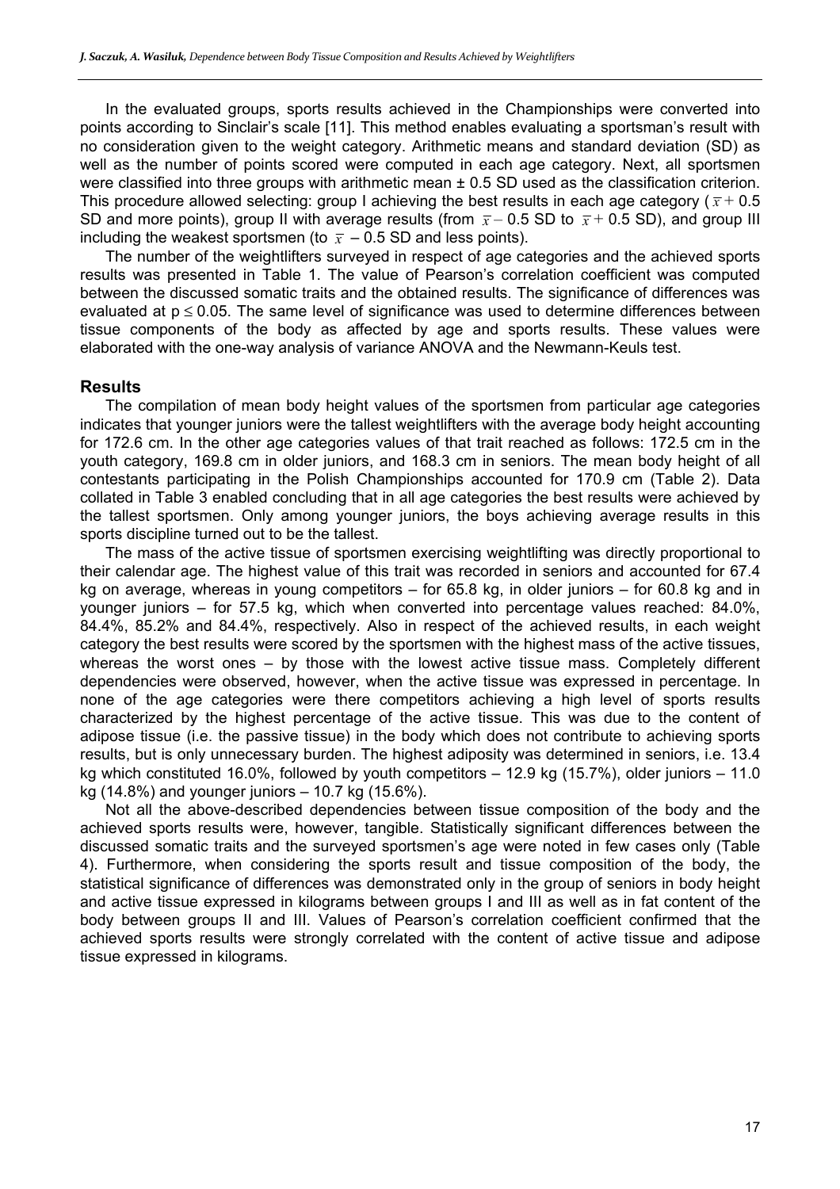In the evaluated groups, sports results achieved in the Championships were converted into points according to Sinclair's scale [11]. This method enables evaluating a sportsman's result with no consideration given to the weight category. Arithmetic means and standard deviation (SD) as well as the number of points scored were computed in each age category. Next, all sportsmen were classified into three groups with arithmetic mean ± 0.5 SD used as the classification criterion. This procedure allowed selecting: group I achieving the best results in each age category ($\bar{x}$ + 0.5 SD and more points), group II with average results (from $\bar{x}$ – 0.5 SD to $\bar{x}$ + 0.5 SD), and group III including the weakest sportsmen (to $\bar{x}$ – 0.5 SD and less points).

The number of the weightlifters surveyed in respect of age categories and the achieved sports results was presented in Table 1. The value of Pearson's correlation coefficient was computed between the discussed somatic traits and the obtained results. The significance of differences was evaluated at $p \leq 0.05$. The same level of significance was used to determine differences between tissue components of the body as affected by age and sports results. These values were elaborated with the one-way analysis of variance ANOVA and the Newmann-Keuls test.

## Results

The compilation of mean body height values of the sportsmen from particular age categories indicates that younger juniors were the tallest weightlifters with the average body height accounting for 172.6 cm. In the other age categories values of that trait reached as follows: 172.5 cm in the youth category, 169.8 cm in older juniors, and 168.3 cm in seniors. The mean body height of all contestants participating in the Polish Championships accounted for 170.9 cm (Table 2). Data collated in Table 3 enabled concluding that in all age categories the best results were achieved by the tallest sportsmen. Only among younger juniors, the boys achieving average results in this sports discipline turned out to be the tallest.

The mass of the active tissue of sportsmen exercising weightlifting was directly proportional to their calendar age. The highest value of this trait was recorded in seniors and accounted for 67.4 kg on average, whereas in young competitors – for 65.8 kg, in older juniors – for 60.8 kg and in younger juniors – for 57.5 kg, which when converted into percentage values reached: 84.0%, 84.4%, 85.2% and 84.4%, respectively. Also in respect of the achieved results, in each weight category the best results were scored by the sportsmen with the highest mass of the active tissues, whereas the worst ones – by those with the lowest active tissue mass. Completely different dependencies were observed, however, when the active tissue was expressed in percentage. In none of the age categories were there competitors achieving a high level of sports results characterized by the highest percentage of the active tissue. This was due to the content of adipose tissue (i.e. the passive tissue) in the body which does not contribute to achieving sports results, but is only unnecessary burden. The highest adiposity was determined in seniors, i.e. 13.4 kg which constituted 16.0%, followed by youth competitors – 12.9 kg (15.7%), older juniors – 11.0 kg (14.8%) and younger juniors – 10.7 kg (15.6%).

Not all the above-described dependencies between tissue composition of the body and the achieved sports results were, however, tangible. Statistically significant differences between the discussed somatic traits and the surveyed sportsmen's age were noted in few cases only (Table 4). Furthermore, when considering the sports result and tissue composition of the body, the statistical significance of differences was demonstrated only in the group of seniors in body height and active tissue expressed in kilograms between groups I and III as well as in fat content of the body between groups II and III. Values of Pearson's correlation coefficient confirmed that the achieved sports results were strongly correlated with the content of active tissue and adipose tissue expressed in kilograms.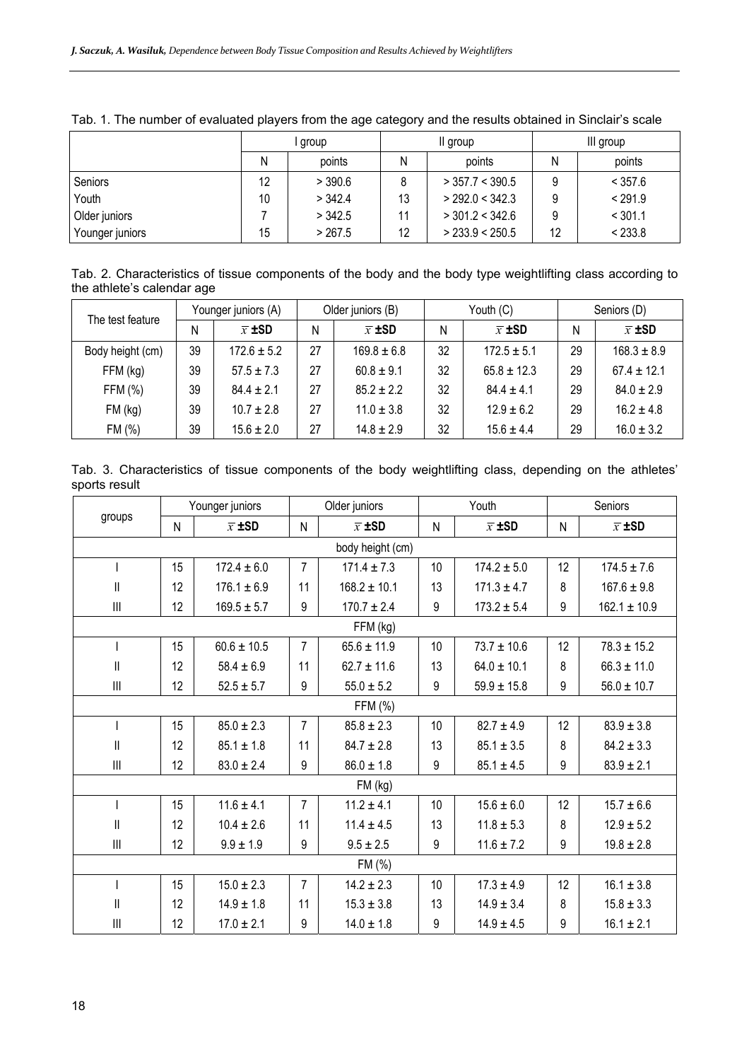Tab. 1. The number of evaluated players from the age category and the results obtained in Sinclair's scale

| | I group | | II group | | III group | |
|---|---|---|---|---|---|---|
| | N | points | N | points | N | points |
| Seniors | 12 | > 390.6 | 8 | > 357.7 < 390.5 | 9 | < 357.6 |
| Youth | 10 | > 342.4 | 13 | > 292.0 < 342.3 | 9 | < 291.9 |
| Older juniors | 7 | > 342.5 | 11 | > 301.2 < 342.6 | 9 | < 301.1 |
| Younger juniors | 15 | > 267.5 | 12 | > 233.9 < 250.5 | 12 | < 233.8 |

Tab. 2. Characteristics of tissue components of the body and the body type weightlifting class according to the athlete's calendar age

| The test feature | Younger juniors (A) | | Older juniors (B) | | Youth (C) | | Seniors (D) | |
|---|---|---|---|---|---|---|---|---|
| | N | $\bar{x}$ ±SD | N | $\bar{x}$ ±SD | N | $\bar{x}$ ±SD | N | $\bar{x}$ ±SD |
| Body height (cm) | 39 | 172.6 ± 5.2 | 27 | 169.8 ± 6.8 | 32 | 172.5 ± 5.1 | 29 | 168.3 ± 8.9 |
| FFM (kg) | 39 | 57.5 ± 7.3 | 27 | 60.8 ± 9.1 | 32 | 65.8 ± 12.3 | 29 | 67.4 ± 12.1 |
| FFM (%) | 39 | 84.4 ± 2.1 | 27 | 85.2 ± 2.2 | 32 | 84.4 ± 4.1 | 29 | 84.0 ± 2.9 |
| FM (kg) | 39 | 10.7 ± 2.8 | 27 | 11.0 ± 3.8 | 32 | 12.9 ± 6.2 | 29 | 16.2 ± 4.8 |
| FM (%) | 39 | 15.6 ± 2.0 | 27 | 14.8 ± 2.9 | 32 | 15.6 ± 4.4 | 29 | 16.0 ± 3.2 |

Tab. 3. Characteristics of tissue components of the body weightlifting class, depending on the athletes' sports result

| groups | Younger juniors | | Older juniors | | Youth | | Seniors | |
|---|---|---|---|---|---|---|---|---|
| | N | $\bar{x}$ ±SD | N | $\bar{x}$ ±SD | N | $\bar{x}$ ±SD | N | $\bar{x}$ ±SD |
| body height (cm) | | | | | | | | |
| I | 15 | 172.4 ± 6.0 | 7 | 171.4 ± 7.3 | 10 | 174.2 ± 5.0 | 12 | 174.5 ± 7.6 |
| II | 12 | 176.1 ± 6.9 | 11 | 168.2 ± 10.1 | 13 | 171.3 ± 4.7 | 8 | 167.6 ± 9.8 |
| III | 12 | 169.5 ± 5.7 | 9 | 170.7 ± 2.4 | 9 | 173.2 ± 5.4 | 9 | 162.1 ± 10.9 |
| FFM (kg) | | | | | | | | |
| I | 15 | 60.6 ± 10.5 | 7 | 65.6 ± 11.9 | 10 | 73.7 ± 10.6 | 12 | 78.3 ± 15.2 |
| II | 12 | 58.4 ± 6.9 | 11 | 62.7 ± 11.6 | 13 | 64.0 ± 10.1 | 8 | 66.3 ± 11.0 |
| III | 12 | 52.5 ± 5.7 | 9 | 55.0 ± 5.2 | 9 | 59.9 ± 15.8 | 9 | 56.0 ± 10.7 |
| FFM (%) | | | | | | | | |
| I | 15 | 85.0 ± 2.3 | 7 | 85.8 ± 2.3 | 10 | 82.7 ± 4.9 | 12 | 83.9 ± 3.8 |
| II | 12 | 85.1 ± 1.8 | 11 | 84.7 ± 2.8 | 13 | 85.1 ± 3.5 | 8 | 84.2 ± 3.3 |
| III | 12 | 83.0 ± 2.4 | 9 | 86.0 ± 1.8 | 9 | 85.1 ± 4.5 | 9 | 83.9 ± 2.1 |
| FM (kg) | | | | | | | | |
| I | 15 | 11.6 ± 4.1 | 7 | 11.2 ± 4.1 | 10 | 15.6 ± 6.0 | 12 | 15.7 ± 6.6 |
| II | 12 | 10.4 ± 2.6 | 11 | 11.4 ± 4.5 | 13 | 11.8 ± 5.3 | 8 | 12.9 ± 5.2 |
| III | 12 | 9.9 ± 1.9 | 9 | 9.5 ± 2.5 | 9 | 11.6 ± 7.2 | 9 | 19.8 ± 2.8 |
| FM (%) | | | | | | | | |
| I | 15 | 15.0 ± 2.3 | 7 | 14.2 ± 2.3 | 10 | 17.3 ± 4.9 | 12 | 16.1 ± 3.8 |
| II | 12 | 14.9 ± 1.8 | 11 | 15.3 ± 3.8 | 13 | 14.9 ± 3.4 | 8 | 15.8 ± 3.3 |
| III | 12 | 17.0 ± 2.1 | 9 | 14.0 ± 1.8 | 9 | 14.9 ± 4.5 | 9 | 16.1 ± 2.1 |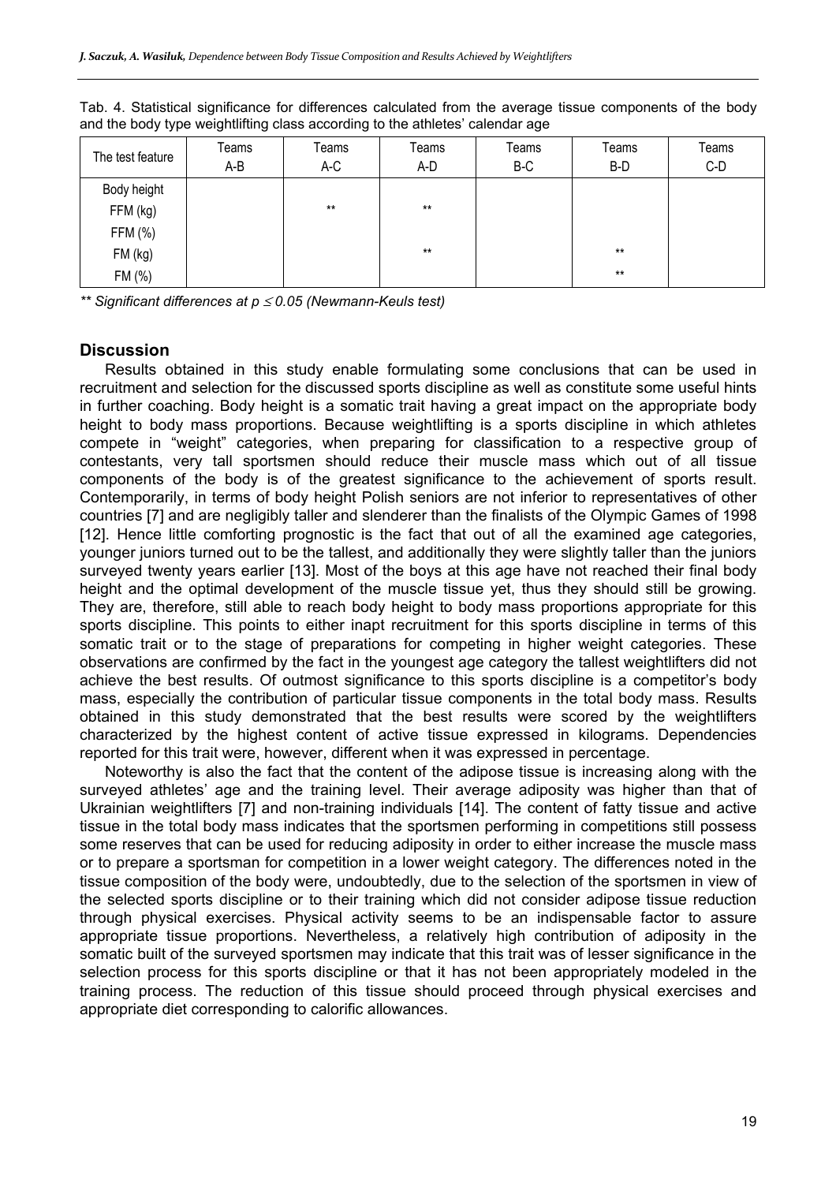Tab. 4. Statistical significance for differences calculated from the average tissue components of the body and the body type weightlifting class according to the athletes' calendar age

| The test feature | Teams A-B | Teams A-C | Teams A-D | Teams B-C | Teams B-D | Teams C-D |
|---|---|---|---|---|---|---|
| Body height | | | | | | |
| FFM (kg) | | ** | ** | | | |
| FFM (%) | | | | | | |
| FM (kg) | | | ** | | ** | |
| FM (%) | | | | | ** | |

*** Significant differences at $p \leq 0.05$ (Newmann-Keuls test)*

## Discussion

Results obtained in this study enable formulating some conclusions that can be used in recruitment and selection for the discussed sports discipline as well as constitute some useful hints in further coaching. Body height is a somatic trait having a great impact on the appropriate body height to body mass proportions. Because weightlifting is a sports discipline in which athletes compete in "weight" categories, when preparing for classification to a respective group of contestants, very tall sportsmen should reduce their muscle mass which out of all tissue components of the body is of the greatest significance to the achievement of sports result. Contemporarily, in terms of body height Polish seniors are not inferior to representatives of other countries [7] and are negligibly taller and slenderer than the finalists of the Olympic Games of 1998 [12]. Hence little comforting prognostic is the fact that out of all the examined age categories, younger juniors turned out to be the tallest, and additionally they were slightly taller than the juniors surveyed twenty years earlier [13]. Most of the boys at this age have not reached their final body height and the optimal development of the muscle tissue yet, thus they should still be growing. They are, therefore, still able to reach body height to body mass proportions appropriate for this sports discipline. This points to either inapt recruitment for this sports discipline in terms of this somatic trait or to the stage of preparations for competing in higher weight categories. These observations are confirmed by the fact in the youngest age category the tallest weightlifters did not achieve the best results. Of outmost significance to this sports discipline is a competitor's body mass, especially the contribution of particular tissue components in the total body mass. Results obtained in this study demonstrated that the best results were scored by the weightlifters characterized by the highest content of active tissue expressed in kilograms. Dependencies reported for this trait were, however, different when it was expressed in percentage.

Noteworthy is also the fact that the content of the adipose tissue is increasing along with the surveyed athletes' age and the training level. Their average adiposity was higher than that of Ukrainian weightlifters [7] and non-training individuals [14]. The content of fatty tissue and active tissue in the total body mass indicates that the sportsmen performing in competitions still possess some reserves that can be used for reducing adiposity in order to either increase the muscle mass or to prepare a sportsman for competition in a lower weight category. The differences noted in the tissue composition of the body were, undoubtedly, due to the selection of the sportsmen in view of the selected sports discipline or to their training which did not consider adipose tissue reduction through physical exercises. Physical activity seems to be an indispensable factor to assure appropriate tissue proportions. Nevertheless, a relatively high contribution of adiposity in the somatic built of the surveyed sportsmen may indicate that this trait was of lesser significance in the selection process for this sports discipline or that it has not been appropriately modeled in the training process. The reduction of this tissue should proceed through physical exercises and appropriate diet corresponding to calorific allowances.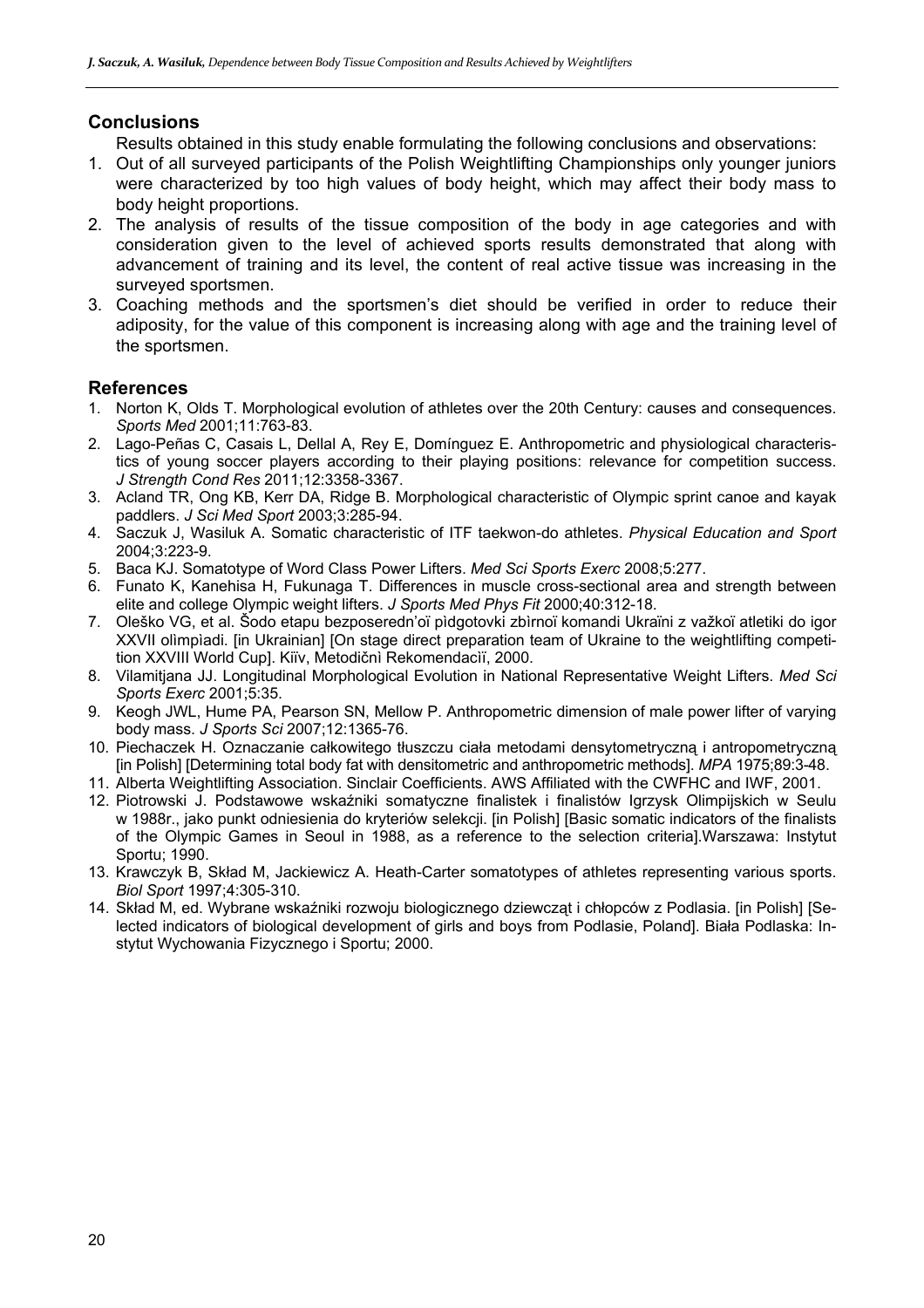## Conclusions

Results obtained in this study enable formulating the following conclusions and observations:

1. Out of all surveyed participants of the Polish Weightlifting Championships only younger juniors were characterized by too high values of body height, which may affect their body mass to body height proportions.
2. The analysis of results of the tissue composition of the body in age categories and with consideration given to the level of achieved sports results demonstrated that along with advancement of training and its level, the content of real active tissue was increasing in the surveyed sportsmen.
3. Coaching methods and the sportsmen's diet should be verified in order to reduce their adiposity, for the value of this component is increasing along with age and the training level of the sportsmen.

## References

1. Norton K, Olds T. Morphological evolution of athletes over the 20th Century: causes and consequences. *Sports Med* 2001;11:763-83.
2. Lago-Peñas C, Casais L, Dellal A, Rey E, Domínguez E. Anthropometric and physiological characteristics of young soccer players according to their playing positions: relevance for competition success. *J Strength Cond Res* 2011;12:3358-3367.
3. Acland TR, Ong KB, Kerr DA, Ridge B. Morphological characteristic of Olympic sprint canoe and kayak paddlers. *J Sci Med Sport* 2003;3:285-94.
4. Saczuk J, Wasiluk A. Somatic characteristic of ITF taekwon-do athletes. *Physical Education and Sport* 2004;3:223-9.
5. Baca KJ. Somatotype of Word Class Power Lifters. *Med Sci Sports Exerc* 2008;5:277.
6. Funato K, Kanehisa H, Fukunaga T. Differences in muscle cross-sectional area and strength between elite and college Olympic weight lifters. *J Sports Med Phys Fit* 2000;40:312-18.
7. Oleško VG, et al. Šodo etapu bezposeredn'oï pìdgotovki zbìrnoï komandi Ukraïni z važkoï atletiki do igor XXVII olìmpìadi. [in Ukrainian] [On stage direct preparation team of Ukraine to the weightlifting competition XXVIII World Cup]. Kiïv, Metodičnì Rekomendacìï, 2000.
8. Vilamitjana JJ. Longitudinal Morphological Evolution in National Representative Weight Lifters. *Med Sci Sports Exerc* 2001;5:35.
9. Keogh JWL, Hume PA, Pearson SN, Mellow P. Anthropometric dimension of male power lifter of varying body mass. *J Sports Sci* 2007;12:1365-76.
10. Piechaczek H. Oznaczanie całkowitego tłuszczu ciała metodami densytometryczną i antropometryczną [in Polish] [Determining total body fat with densitometric and anthropometric methods]. *MPA* 1975;89:3-48.
11. Alberta Weightlifting Association. Sinclair Coefficients. AWS Affiliated with the CWFHC and IWF, 2001.
12. Piotrowski J. Podstawowe wskaźniki somatyczne finalistek i finalistów Igrzysk Olimpijskich w Seulu w 1988r., jako punkt odniesienia do kryteriów selekcji. [in Polish] [Basic somatic indicators of the finalists of the Olympic Games in Seoul in 1988, as a reference to the selection criteria].Warszawa: Instytut Sportu; 1990.
13. Krawczyk B, Skład M, Jackiewicz A. Heath-Carter somatotypes of athletes representing various sports. *Biol Sport* 1997;4:305-310.
14. Skład M, ed. Wybrane wskaźniki rozwoju biologicznego dziewcząt i chłopców z Podlasia. [in Polish] [Selected indicators of biological development of girls and boys from Podlasie, Poland]. Biała Podlaska: Instytut Wychowania Fizycznego i Sportu; 2000.